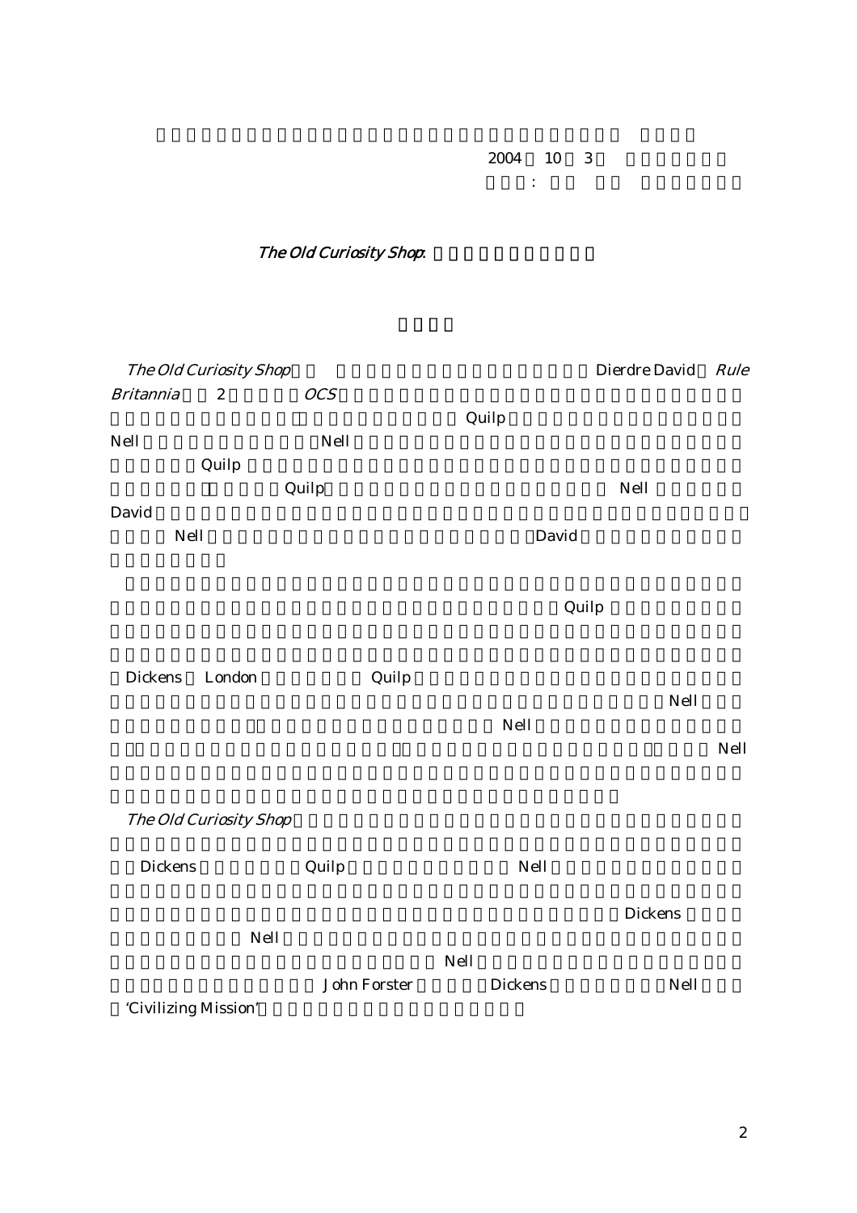2004 10 3

:

## *The Old Curiosity Shop*:

*The Old Curiosity Shop* Dierdre David *Rule Britannia* 2 *OCS* Quilp Nell Nell Quilp Quilp Nell David Nell David

Quilp

Dickens London Quilp Nell Nell Nell

*The Old Curiosity Shop*

Dickens Quilp Nell Dickens Nell Nell John Forster Dickens Nell 'Civilizing Mission'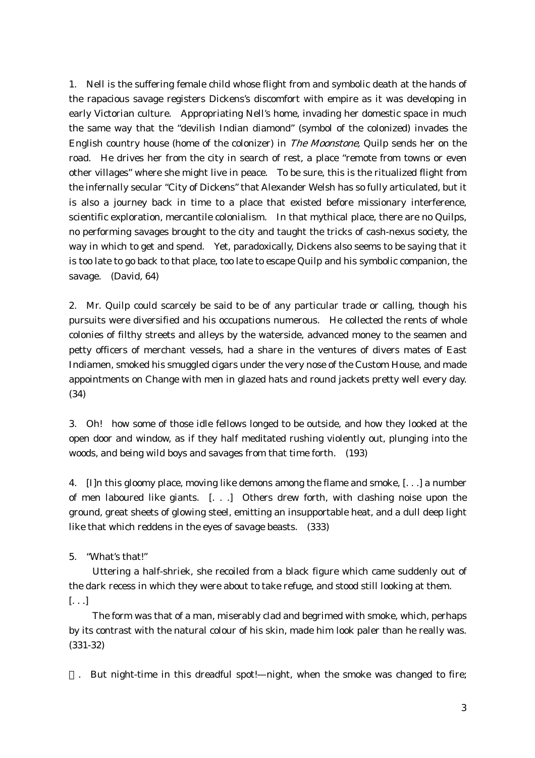1. Nell is the suffering female child whose flight from and symbolic death at the hands of the rapacious savage registers Dickens's discomfort with empire as it was developing in early Victorian culture. Appropriating Nell's home, invading her domestic space in much the same way that the "devilish Indian diamond" (symbol of the colonized) invades the English country house (home of the colonizer) in *The Moonstone,* Quilp sends her on the road. He drives her from the city in search of rest, a place "remote from towns or even other villages" where she might live in peace. To be sure, this is the ritualized flight from the infernally secular "City of Dickens" that Alexander Welsh has so fully articulated, but it is also a journey back in time to a place that existed before missionary interference, scientific exploration, mercantile colonialism. In that mythical place, there are no Quilps, no performing savages brought to the city and taught the tricks of cash-nexus society, the way in which to get and spend. Yet, paradoxically, Dickens also seems to be saying that it is too late to go back to that place, too late to escape Quilp and his symbolic companion, the savage. (David*,* 64)

2. Mr. Quilp could scarcely be said to be of any particular trade or calling, though his pursuits were diversified and his occupations numerous. He collected the rents of whole colonies of filthy streets and alleys by the waterside, advanced money to the seamen and petty officers of merchant vessels, had a share in the ventures of divers mates of East Indiamen, smoked his smuggled cigars under the very nose of the Custom House, and made appointments on Change with men in glazed hats and round jackets pretty well every day. (34)

3. Oh! how some of those idle fellows longed to be outside, and how they looked at the open door and window, as if they half meditated rushing violently out, plunging into the woods, and being wild boys and savages from that time forth. (193)

4. [I]n this gloomy place, moving like demons among the flame and smoke, [. . .] a number of men laboured like giants. [. . .] Others drew forth, with clashing noise upon the ground, great sheets of glowing steel, emitting an insupportable heat, and a dull deep light like that which reddens in the eyes of savage beasts. (333)

5. "What's that!"

Uttering a half-shriek, she recoiled from a black figure which came suddenly out of the dark recess in which they were about to take refuge, and stood still looking at them. [. . .]

The form was that of a man, miserably clad and begrimed with smoke, which, perhaps by its contrast with the natural colour of his skin, made him look paler than he really was. (331-32)

6. But night-time in this dreadful spot!—night, when the smoke was changed to fire;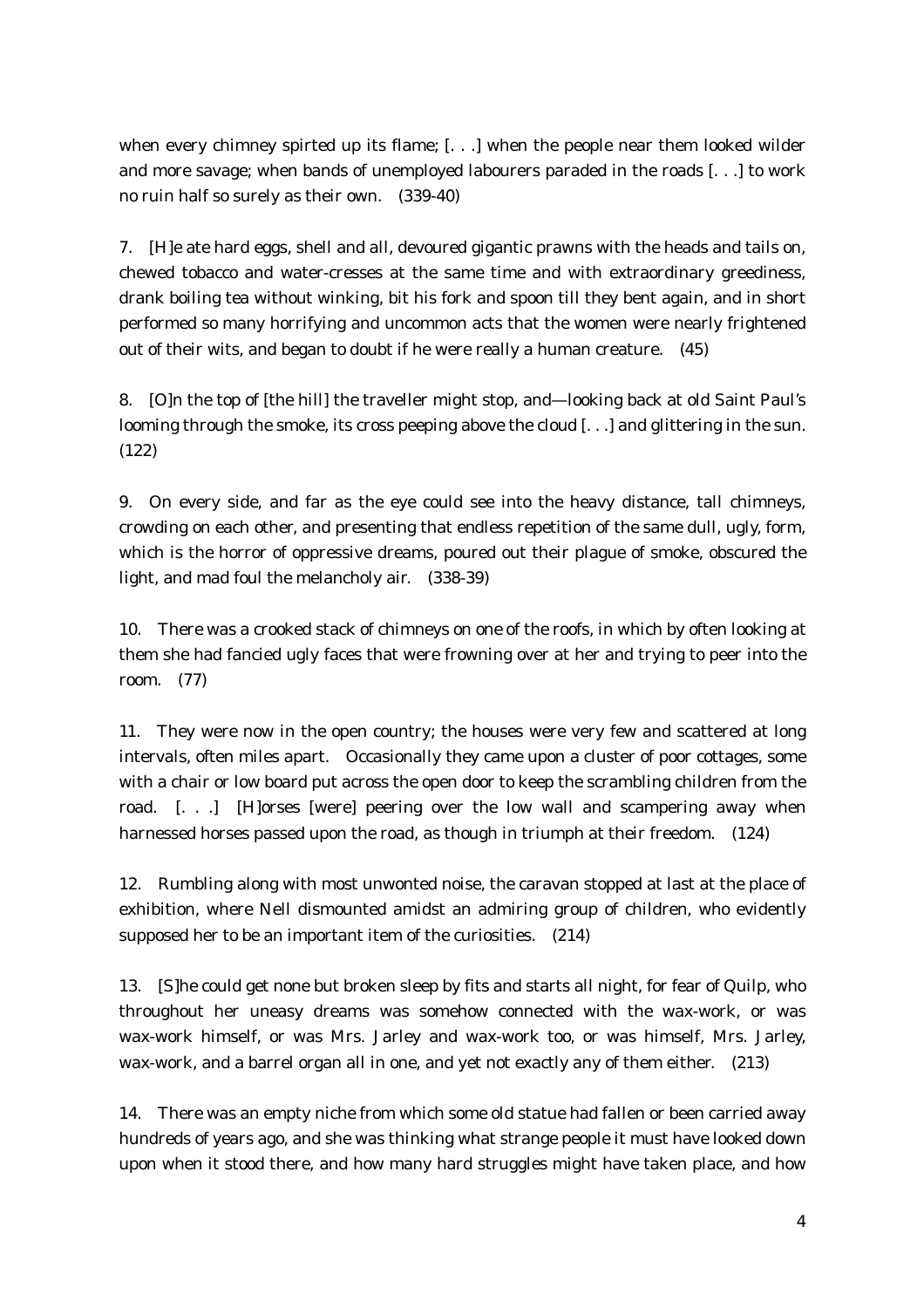when every chimney spirted up its flame; [. . .] when the people near them looked wilder and more savage; when bands of unemployed labourers paraded in the roads [. . .] to work no ruin half so surely as their own. (339-40)

7. [H]e ate hard eggs, shell and all, devoured gigantic prawns with the heads and tails on, chewed tobacco and water-cresses at the same time and with extraordinary greediness, drank boiling tea without winking, bit his fork and spoon till they bent again, and in short performed so many horrifying and uncommon acts that the women were nearly frightened out of their wits, and began to doubt if he were really a human creature. (45)

8. [O]n the top of [the hill] the traveller might stop, and—looking back at old Saint Paul's looming through the smoke, its cross peeping above the cloud [. . .] and glittering in the sun. (122)

9. On every side, and far as the eye could see into the heavy distance, tall chimneys, crowding on each other, and presenting that endless repetition of the same dull, ugly, form, which is the horror of oppressive dreams, poured out their plague of smoke, obscured the light, and mad foul the melancholy air. (338-39)

10. There was a crooked stack of chimneys on one of the roofs, in which by often looking at them she had fancied ugly faces that were frowning over at her and trying to peer into the room. (77)

11. They were now in the open country; the houses were very few and scattered at long intervals, often miles apart. Occasionally they came upon a cluster of poor cottages, some with a chair or low board put across the open door to keep the scrambling children from the road. [. . .] [H]orses [were] peering over the low wall and scampering away when harnessed horses passed upon the road, as though in triumph at their freedom. (124)

12. Rumbling along with most unwonted noise, the caravan stopped at last at the place of exhibition, where Nell dismounted amidst an admiring group of children, who evidently supposed her to be an important item of the curiosities. (214)

13. [S]he could get none but broken sleep by fits and starts all night, for fear of Quilp, who throughout her uneasy dreams was somehow connected with the wax-work, or was wax-work himself, or was Mrs. Jarley and wax-work too, or was himself, Mrs. Jarley, wax-work, and a barrel organ all in one, and yet not exactly any of them either. (213)

14. There was an empty niche from which some old statue had fallen or been carried away hundreds of years ago, and she was thinking what strange people it must have looked down upon when it stood there, and how many hard struggles might have taken place, and how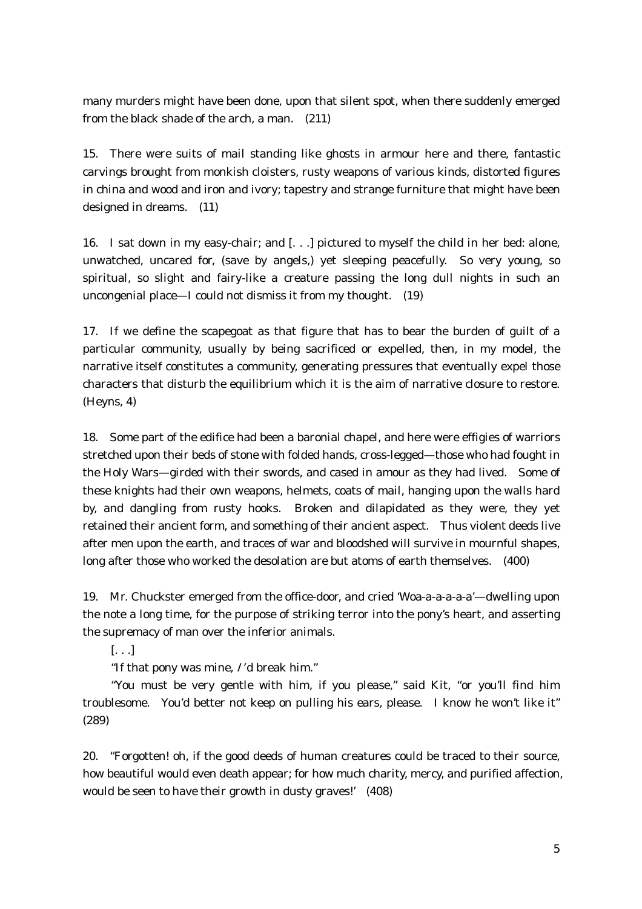many murders might have been done, upon that silent spot, when there suddenly emerged from the black shade of the arch, a man. (211)

15. There were suits of mail standing like ghosts in armour here and there, fantastic carvings brought from monkish cloisters, rusty weapons of various kinds, distorted figures in china and wood and iron and ivory; tapestry and strange furniture that might have been designed in dreams. (11)

16. I sat down in my easy-chair; and [. . .] pictured to myself the child in her bed: alone, unwatched, uncared for, (save by angels,) yet sleeping peacefully. So very young, so spiritual, so slight and fairy-like a creature passing the long dull nights in such an uncongenial place—I could not dismiss it from my thought. (19)

17. If we define the scapegoat as that figure that has to bear the burden of guilt of a particular community, usually by being sacrificed or expelled, then, in my model, the narrative itself constitutes a community, generating pressures that eventually expel those characters that disturb the equilibrium which it is the aim of narrative closure to restore. (Heyns, 4)

18. Some part of the edifice had been a baronial chapel, and here were effigies of warriors stretched upon their beds of stone with folded hands, cross-legged—those who had fought in the Holy Wars—girded with their swords, and cased in amour as they had lived. Some of these knights had their own weapons, helmets, coats of mail, hanging upon the walls hard by, and dangling from rusty hooks. Broken and dilapidated as they were, they yet retained their ancient form, and something of their ancient aspect. Thus violent deeds live after men upon the earth, and traces of war and bloodshed will survive in mournful shapes, long after those who worked the desolation are but atoms of earth themselves. (400)

19. Mr. Chuckster emerged from the office-door, and cried 'Woa-a-a-a-a-a'—dwelling upon the note a long time, for the purpose of striking terror into the pony's heart, and asserting the supremacy of man over the inferior animals.

[. . .]

"If that pony was mine, *I*'d break him."

"You must be very gentle with him, if you please," said Kit, "or you'll find him troublesome. You'd better not keep on pulling his ears, please. I know he won't like it" (289)

20. "Forgotten! oh, if the good deeds of human creatures could be traced to their source, how beautiful would even death appear; for how much charity, mercy, and purified affection, would be seen to have their growth in dusty graves!' (408)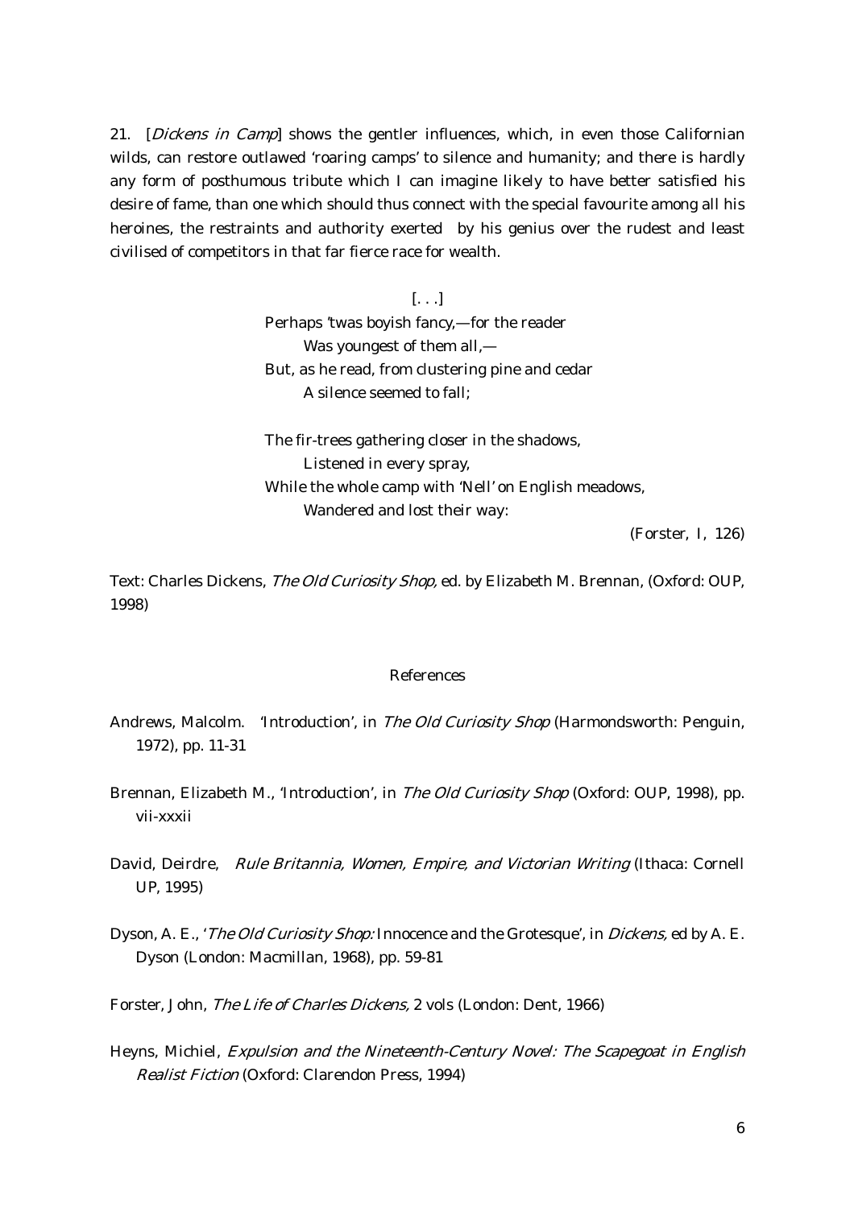21. [*Dickens in Camp*] shows the gentler influences, which, in even those Californian wilds, can restore outlawed 'roaring camps' to silence and humanity; and there is hardly any form of posthumous tribute which I can imagine likely to have better satisfied his desire of fame, than one which should thus connect with the special favourite among all his heroines, the restraints and authority exerted by his genius over the rudest and least civilised of competitors in that far fierce race for wealth.

[. . .]

> Perhaps 'twas boyish fancy,—for the reader
> Was youngest of them all,—
> But, as he read, from clustering pine and cedar
> A silence seemed to fall;
>
> The fir-trees gathering closer in the shadows,
> Listened in every spray,
> While the whole camp with 'Nell' on English meadows,
> Wandered and lost their way:

(Forster, I, 126)

Text: Charles Dickens, *The Old Curiosity Shop,* ed. by Elizabeth M. Brennan, (Oxford: OUP, 1998)

## References

Andrews, Malcolm. 'Introduction', in *The Old Curiosity Shop* (Harmondsworth: Penguin, 1972), pp. 11-31

Brennan, Elizabeth M., 'Introduction', in *The Old Curiosity Shop* (Oxford: OUP, 1998), pp. vii-xxxii

David, Deirdre, *Rule Britannia, Women, Empire, and Victorian Writing* (Ithaca: Cornell UP, 1995)

Dyson, A. E., '*The Old Curiosity Shop:* Innocence and the Grotesque', in *Dickens,* ed by A. E. Dyson (London: Macmillan, 1968), pp. 59-81

Forster, John, *The Life of Charles Dickens,* 2 vols (London: Dent, 1966)

Heyns, Michiel, *Expulsion and the Nineteenth-Century Novel: The Scapegoat in English Realist Fiction* (Oxford: Clarendon Press, 1994)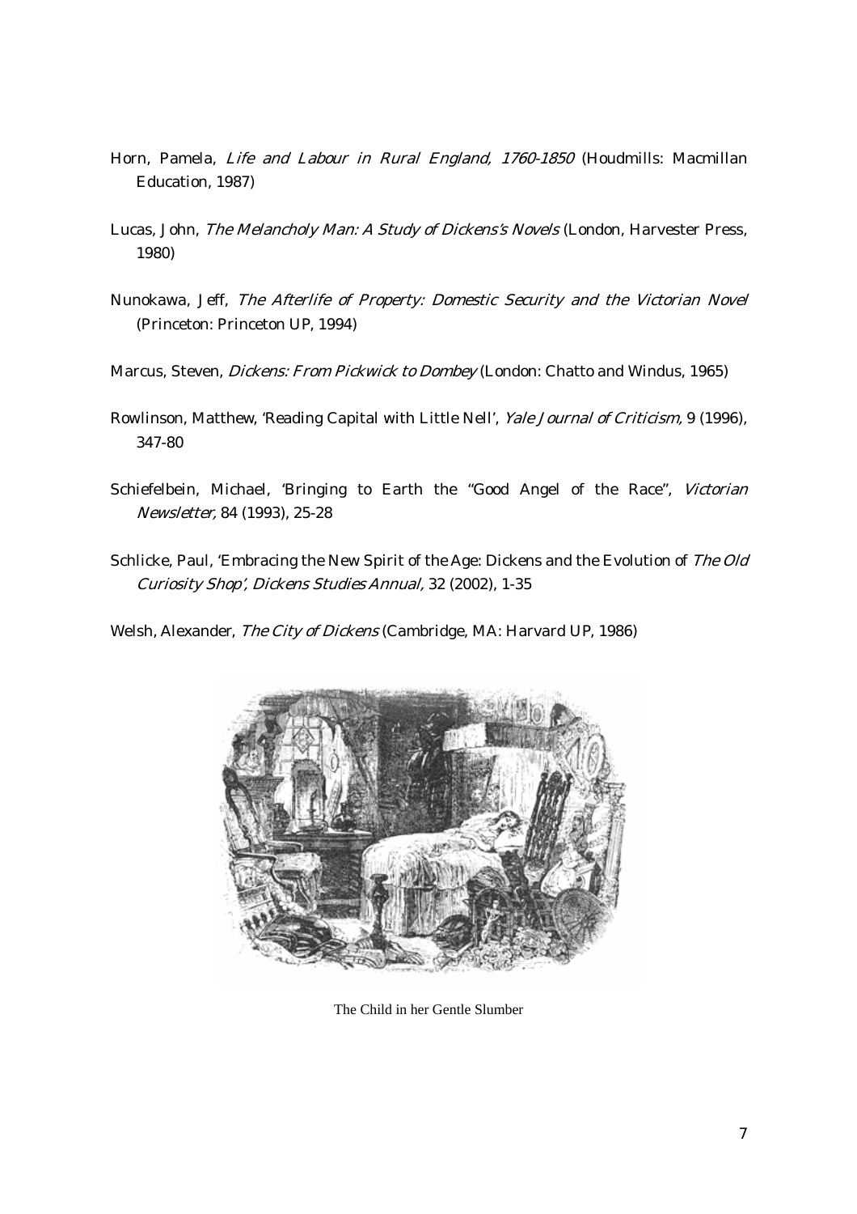Horn, Pamela, *Life and Labour in Rural England, 1760-1850* (Houdmills: Macmillan Education, 1987)

Lucas, John, *The Melancholy Man: A Study of Dickens's Novels* (London, Harvester Press, 1980)

Nunokawa, Jeff, *The Afterlife of Property: Domestic Security and the Victorian Novel* (Princeton: Princeton UP, 1994)

Marcus, Steven, *Dickens: From Pickwick to Dombey* (London: Chatto and Windus, 1965)

Rowlinson, Matthew, 'Reading Capital with Little Nell', *Yale Journal of Criticism,* 9 (1996), 347-80

Schiefelbein, Michael, 'Bringing to Earth the "Good Angel of the Race", *Victorian Newsletter,* 84 (1993), 25-28

Schlicke, Paul, 'Embracing the New Spirit of the Age: Dickens and the Evolution of *The Old Curiosity Shop*', *Dickens Studies Annual,* 32 (2002), 1-35

Welsh, Alexander, *The City of Dickens* (Cambridge, MA: Harvard UP, 1986)

The Child in her Gentle Slumber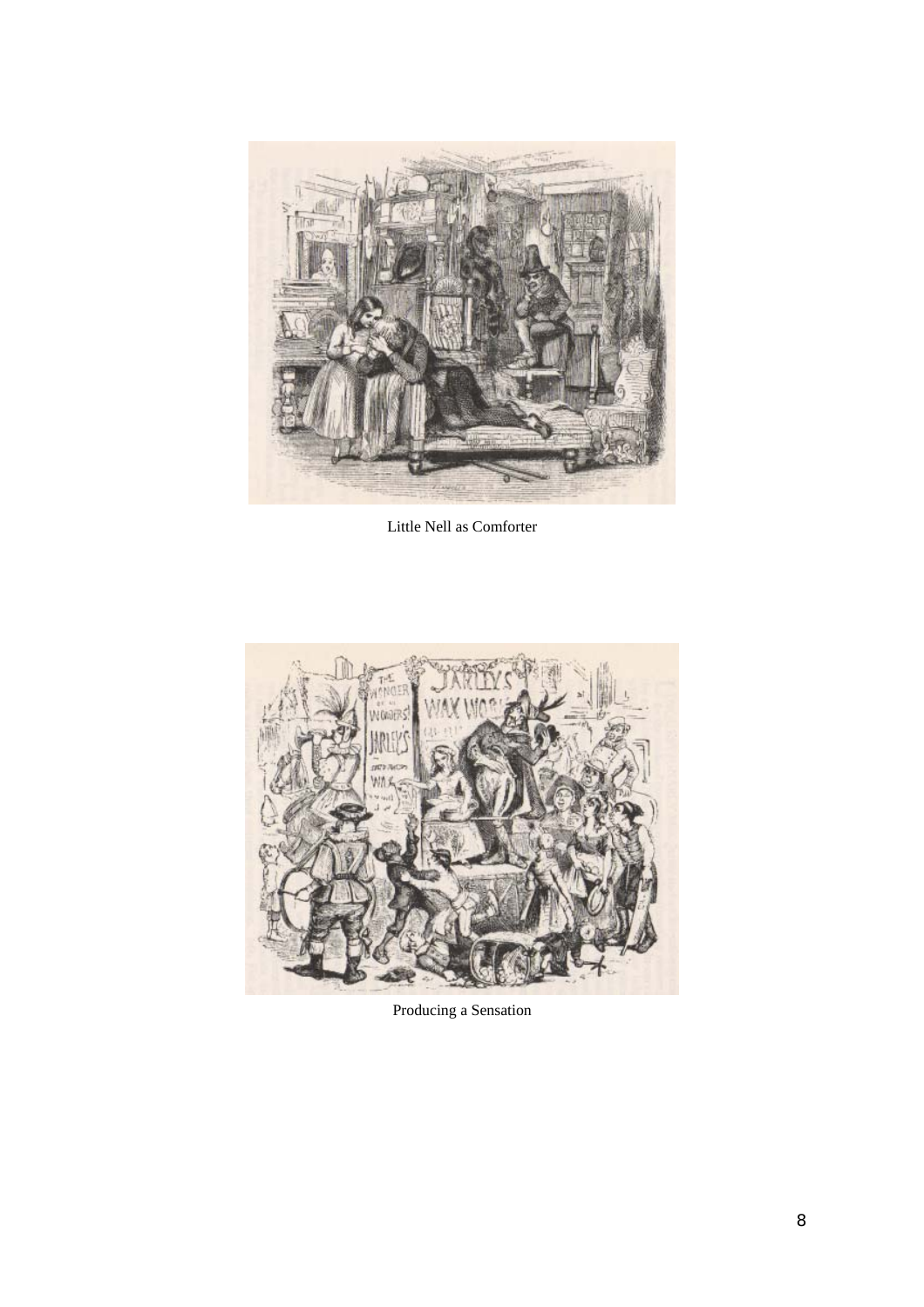Little Nell as Comforter

Producing a Sensation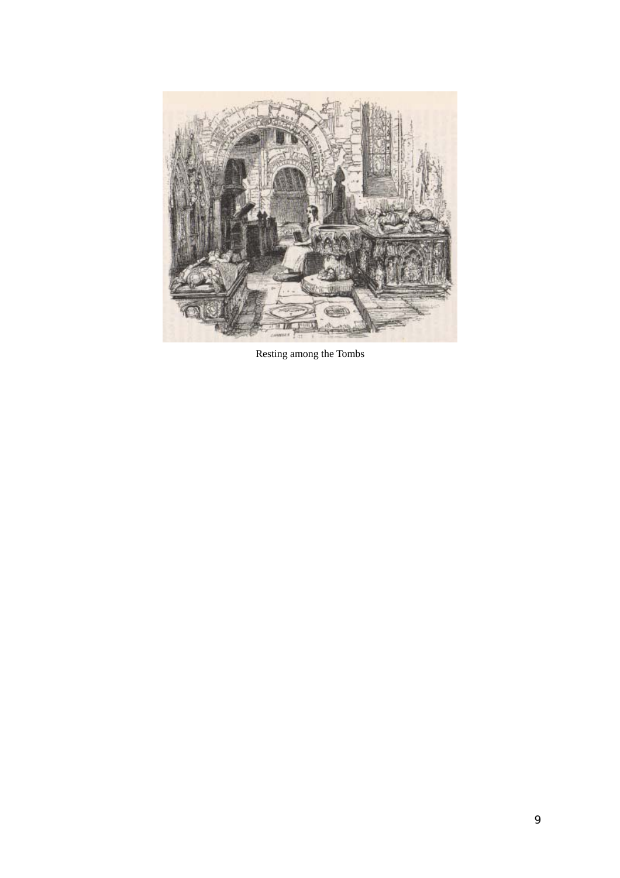Resting among the Tombs